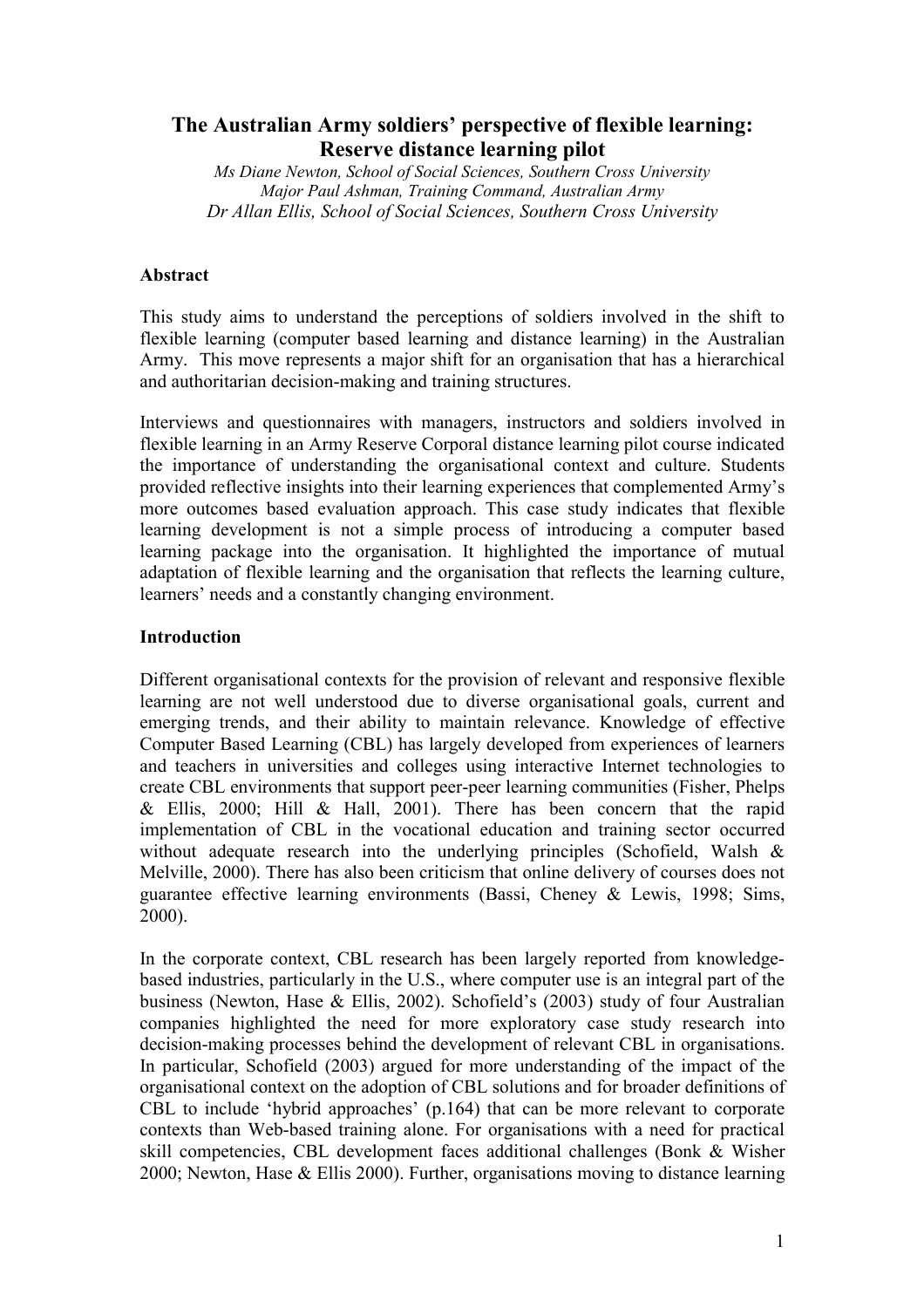# The Australian Army soldiers' perspective of flexible learning: Reserve distance learning pilot

*Ms Diane Newton, School of Social Sciences, Southern Cross University*
*Major Paul Ashman, Training Command, Australian Army*
*Dr Allan Ellis, School of Social Sciences, Southern Cross University*

## Abstract

This study aims to understand the perceptions of soldiers involved in the shift to flexible learning (computer based learning and distance learning) in the Australian Army. This move represents a major shift for an organisation that has a hierarchical and authoritarian decision-making and training structures.

Interviews and questionnaires with managers, instructors and soldiers involved in flexible learning in an Army Reserve Corporal distance learning pilot course indicated the importance of understanding the organisational context and culture. Students provided reflective insights into their learning experiences that complemented Army's more outcomes based evaluation approach. This case study indicates that flexible learning development is not a simple process of introducing a computer based learning package into the organisation. It highlighted the importance of mutual adaptation of flexible learning and the organisation that reflects the learning culture, learners' needs and a constantly changing environment.

## Introduction

Different organisational contexts for the provision of relevant and responsive flexible learning are not well understood due to diverse organisational goals, current and emerging trends, and their ability to maintain relevance. Knowledge of effective Computer Based Learning (CBL) has largely developed from experiences of learners and teachers in universities and colleges using interactive Internet technologies to create CBL environments that support peer-peer learning communities (Fisher, Phelps & Ellis, 2000; Hill & Hall, 2001). There has been concern that the rapid implementation of CBL in the vocational education and training sector occurred without adequate research into the underlying principles (Schofield, Walsh & Melville, 2000). There has also been criticism that online delivery of courses does not guarantee effective learning environments (Bassi, Cheney & Lewis, 1998; Sims, 2000).

In the corporate context, CBL research has been largely reported from knowledge-based industries, particularly in the U.S., where computer use is an integral part of the business (Newton, Hase & Ellis, 2002). Schofield's (2003) study of four Australian companies highlighted the need for more exploratory case study research into decision-making processes behind the development of relevant CBL in organisations. In particular, Schofield (2003) argued for more understanding of the impact of the organisational context on the adoption of CBL solutions and for broader definitions of CBL to include 'hybrid approaches' (p.164) that can be more relevant to corporate contexts than Web-based training alone. For organisations with a need for practical skill competencies, CBL development faces additional challenges (Bonk & Wisher 2000; Newton, Hase & Ellis 2000). Further, organisations moving to distance learning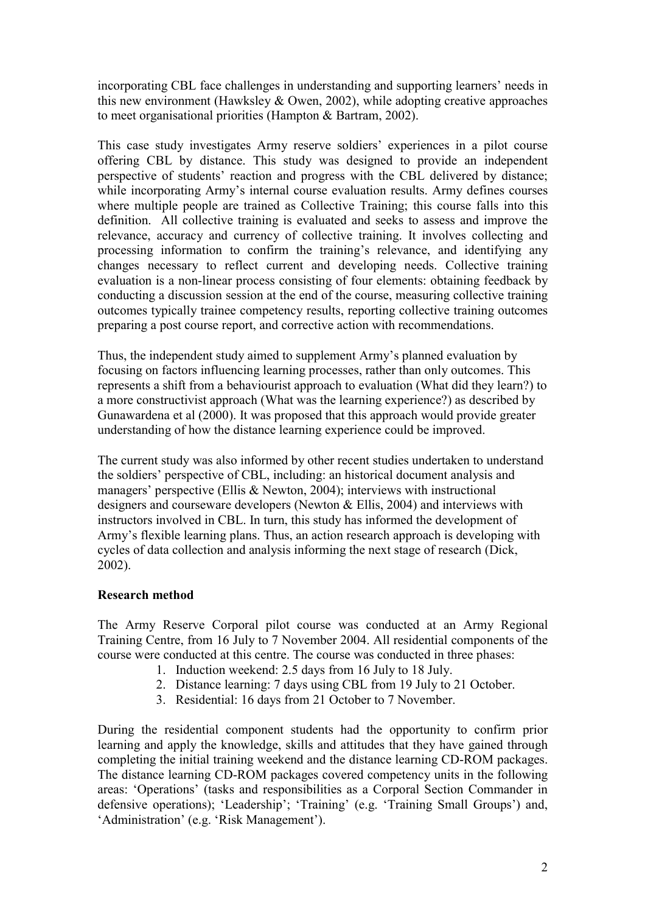incorporating CBL face challenges in understanding and supporting learners' needs in this new environment (Hawksley & Owen, 2002), while adopting creative approaches to meet organisational priorities (Hampton & Bartram, 2002).

This case study investigates Army reserve soldiers' experiences in a pilot course offering CBL by distance. This study was designed to provide an independent perspective of students' reaction and progress with the CBL delivered by distance; while incorporating Army's internal course evaluation results. Army defines courses where multiple people are trained as Collective Training; this course falls into this definition. All collective training is evaluated and seeks to assess and improve the relevance, accuracy and currency of collective training. It involves collecting and processing information to confirm the training's relevance, and identifying any changes necessary to reflect current and developing needs. Collective training evaluation is a non-linear process consisting of four elements: obtaining feedback by conducting a discussion session at the end of the course, measuring collective training outcomes typically trainee competency results, reporting collective training outcomes preparing a post course report, and corrective action with recommendations.

Thus, the independent study aimed to supplement Army's planned evaluation by focusing on factors influencing learning processes, rather than only outcomes. This represents a shift from a behaviourist approach to evaluation (What did they learn?) to a more constructivist approach (What was the learning experience?) as described by Gunawardena et al (2000). It was proposed that this approach would provide greater understanding of how the distance learning experience could be improved.

The current study was also informed by other recent studies undertaken to understand the soldiers' perspective of CBL, including: an historical document analysis and managers' perspective (Ellis & Newton, 2004); interviews with instructional designers and courseware developers (Newton & Ellis, 2004) and interviews with instructors involved in CBL. In turn, this study has informed the development of Army's flexible learning plans. Thus, an action research approach is developing with cycles of data collection and analysis informing the next stage of research (Dick, 2002).

**Research method**

The Army Reserve Corporal pilot course was conducted at an Army Regional Training Centre, from 16 July to 7 November 2004. All residential components of the course were conducted at this centre. The course was conducted in three phases:

1. Induction weekend: 2.5 days from 16 July to 18 July.
2. Distance learning: 7 days using CBL from 19 July to 21 October.
3. Residential: 16 days from 21 October to 7 November.

During the residential component students had the opportunity to confirm prior learning and apply the knowledge, skills and attitudes that they have gained through completing the initial training weekend and the distance learning CD-ROM packages. The distance learning CD-ROM packages covered competency units in the following areas: 'Operations' (tasks and responsibilities as a Corporal Section Commander in defensive operations); 'Leadership'; 'Training' (e.g. 'Training Small Groups') and, 'Administration' (e.g. 'Risk Management').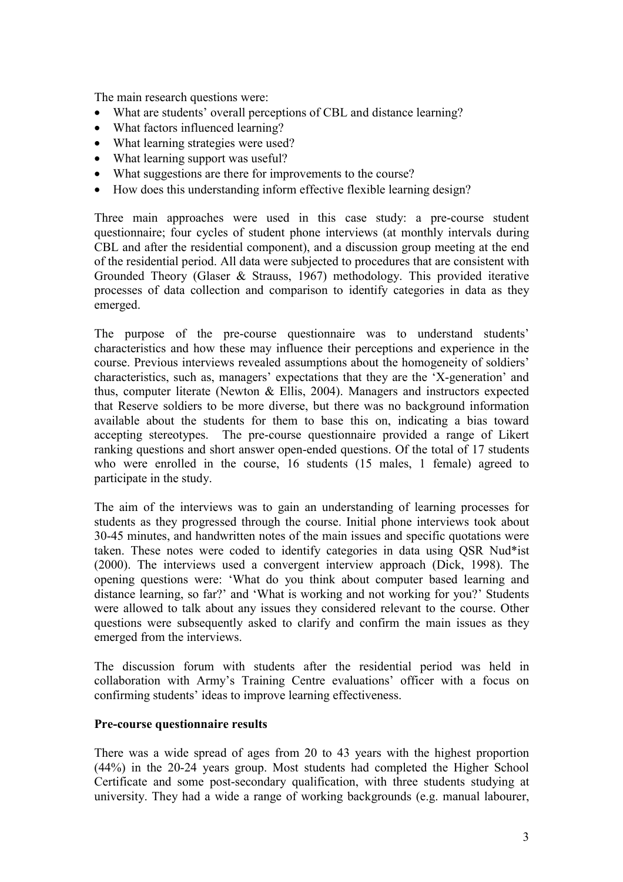The main research questions were:

- What are students' overall perceptions of CBL and distance learning?
- What factors influenced learning?
- What learning strategies were used?
- What learning support was useful?
- What suggestions are there for improvements to the course?
- How does this understanding inform effective flexible learning design?

Three main approaches were used in this case study: a pre-course student questionnaire; four cycles of student phone interviews (at monthly intervals during CBL and after the residential component), and a discussion group meeting at the end of the residential period. All data were subjected to procedures that are consistent with Grounded Theory (Glaser & Strauss, 1967) methodology. This provided iterative processes of data collection and comparison to identify categories in data as they emerged.

The purpose of the pre-course questionnaire was to understand students' characteristics and how these may influence their perceptions and experience in the course. Previous interviews revealed assumptions about the homogeneity of soldiers' characteristics, such as, managers' expectations that they are the 'X-generation' and thus, computer literate (Newton & Ellis, 2004). Managers and instructors expected that Reserve soldiers to be more diverse, but there was no background information available about the students for them to base this on, indicating a bias toward accepting stereotypes. The pre-course questionnaire provided a range of Likert ranking questions and short answer open-ended questions. Of the total of 17 students who were enrolled in the course, 16 students (15 males, 1 female) agreed to participate in the study.

The aim of the interviews was to gain an understanding of learning processes for students as they progressed through the course. Initial phone interviews took about 30-45 minutes, and handwritten notes of the main issues and specific quotations were taken. These notes were coded to identify categories in data using QSR Nud*ist (2000). The interviews used a convergent interview approach (Dick, 1998). The opening questions were: 'What do you think about computer based learning and distance learning, so far?' and 'What is working and not working for you?' Students were allowed to talk about any issues they considered relevant to the course. Other questions were subsequently asked to clarify and confirm the main issues as they emerged from the interviews.

The discussion forum with students after the residential period was held in collaboration with Army's Training Centre evaluations' officer with a focus on confirming students' ideas to improve learning effectiveness.

**Pre-course questionnaire results**

There was a wide spread of ages from 20 to 43 years with the highest proportion (44%) in the 20-24 years group. Most students had completed the Higher School Certificate and some post-secondary qualification, with three students studying at university. They had a wide a range of working backgrounds (e.g. manual labourer,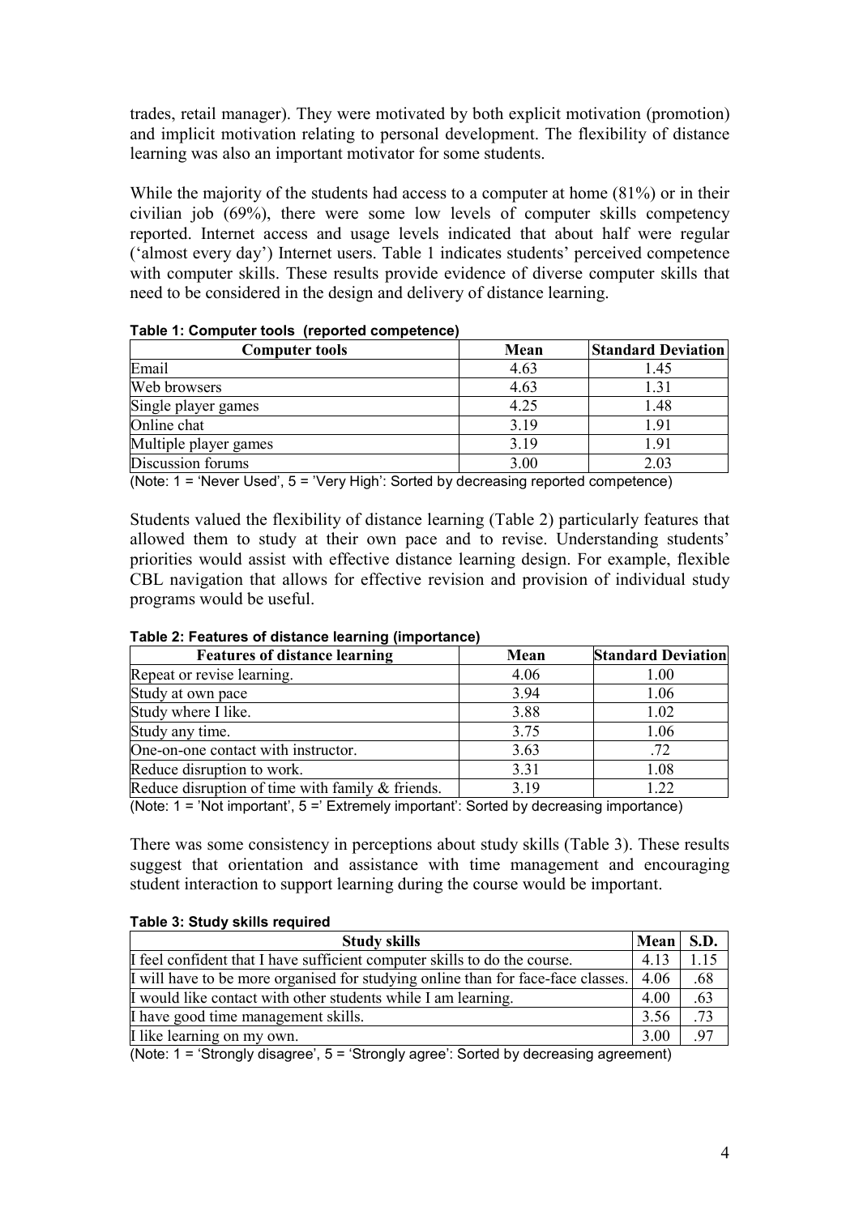trades, retail manager). They were motivated by both explicit motivation (promotion) and implicit motivation relating to personal development. The flexibility of distance learning was also an important motivator for some students.

While the majority of the students had access to a computer at home (81%) or in their civilian job (69%), there were some low levels of computer skills competency reported. Internet access and usage levels indicated that about half were regular ('almost every day') Internet users. Table 1 indicates students' perceived competence with computer skills. These results provide evidence of diverse computer skills that need to be considered in the design and delivery of distance learning.

**Table 1: Computer tools (reported competence)**

| Computer tools | Mean | Standard Deviation |
|---|---|---|
| Email | 4.63 | 1.45 |
| Web browsers | 4.63 | 1.31 |
| Single player games | 4.25 | 1.48 |
| Online chat | 3.19 | 1.91 |
| Multiple player games | 3.19 | 1.91 |
| Discussion forums | 3.00 | 2.03 |

(Note: 1 = 'Never Used', 5 = 'Very High': Sorted by decreasing reported competence)

Students valued the flexibility of distance learning (Table 2) particularly features that allowed them to study at their own pace and to revise. Understanding students' priorities would assist with effective distance learning design. For example, flexible CBL navigation that allows for effective revision and provision of individual study programs would be useful.

**Table 2: Features of distance learning (importance)**

| Features of distance learning | Mean | Standard Deviation |
|---|---|---|
| Repeat or revise learning. | 4.06 | 1.00 |
| Study at own pace | 3.94 | 1.06 |
| Study where I like. | 3.88 | 1.02 |
| Study any time. | 3.75 | 1.06 |
| One-on-one contact with instructor. | 3.63 | .72 |
| Reduce disruption to work. | 3.31 | 1.08 |
| Reduce disruption of time with family & friends. | 3.19 | 1.22 |

(Note: 1 = 'Not important', 5 =' Extremely important': Sorted by decreasing importance)

There was some consistency in perceptions about study skills (Table 3). These results suggest that orientation and assistance with time management and encouraging student interaction to support learning during the course would be important.

**Table 3: Study skills required**

| Study skills | Mean | S.D. |
|---|---|---|
| I feel confident that I have sufficient computer skills to do the course. | 4.13 | 1.15 |
| I will have to be more organised for studying online than for face-face classes. | 4.06 | .68 |
| I would like contact with other students while I am learning. | 4.00 | .63 |
| I have good time management skills. | 3.56 | .73 |
| I like learning on my own. | 3.00 | .97 |

(Note: 1 = 'Strongly disagree', 5 = 'Strongly agree': Sorted by decreasing agreement)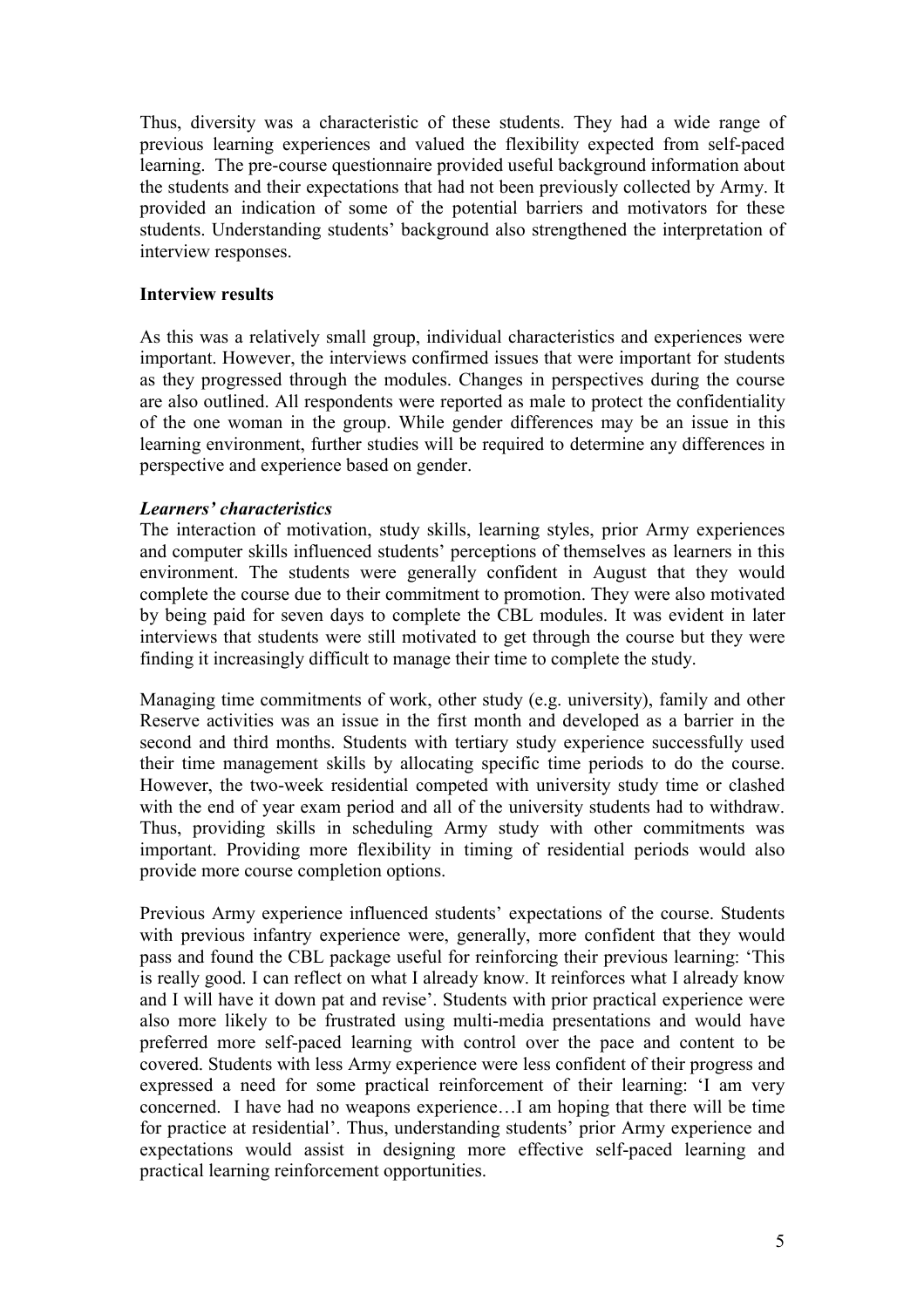Thus, diversity was a characteristic of these students. They had a wide range of previous learning experiences and valued the flexibility expected from self-paced learning. The pre-course questionnaire provided useful background information about the students and their expectations that had not been previously collected by Army. It provided an indication of some of the potential barriers and motivators for these students. Understanding students' background also strengthened the interpretation of interview responses.

**Interview results**

As this was a relatively small group, individual characteristics and experiences were important. However, the interviews confirmed issues that were important for students as they progressed through the modules. Changes in perspectives during the course are also outlined. All respondents were reported as male to protect the confidentiality of the one woman in the group. While gender differences may be an issue in this learning environment, further studies will be required to determine any differences in perspective and experience based on gender.

***Learners' characteristics***

The interaction of motivation, study skills, learning styles, prior Army experiences and computer skills influenced students' perceptions of themselves as learners in this environment. The students were generally confident in August that they would complete the course due to their commitment to promotion. They were also motivated by being paid for seven days to complete the CBL modules. It was evident in later interviews that students were still motivated to get through the course but they were finding it increasingly difficult to manage their time to complete the study.

Managing time commitments of work, other study (e.g. university), family and other Reserve activities was an issue in the first month and developed as a barrier in the second and third months. Students with tertiary study experience successfully used their time management skills by allocating specific time periods to do the course. However, the two-week residential competed with university study time or clashed with the end of year exam period and all of the university students had to withdraw. Thus, providing skills in scheduling Army study with other commitments was important. Providing more flexibility in timing of residential periods would also provide more course completion options.

Previous Army experience influenced students' expectations of the course. Students with previous infantry experience were, generally, more confident that they would pass and found the CBL package useful for reinforcing their previous learning: 'This is really good. I can reflect on what I already know. It reinforces what I already know and I will have it down pat and revise'. Students with prior practical experience were also more likely to be frustrated using multi-media presentations and would have preferred more self-paced learning with control over the pace and content to be covered. Students with less Army experience were less confident of their progress and expressed a need for some practical reinforcement of their learning: 'I am very concerned. I have had no weapons experience…I am hoping that there will be time for practice at residential'. Thus, understanding students' prior Army experience and expectations would assist in designing more effective self-paced learning and practical learning reinforcement opportunities.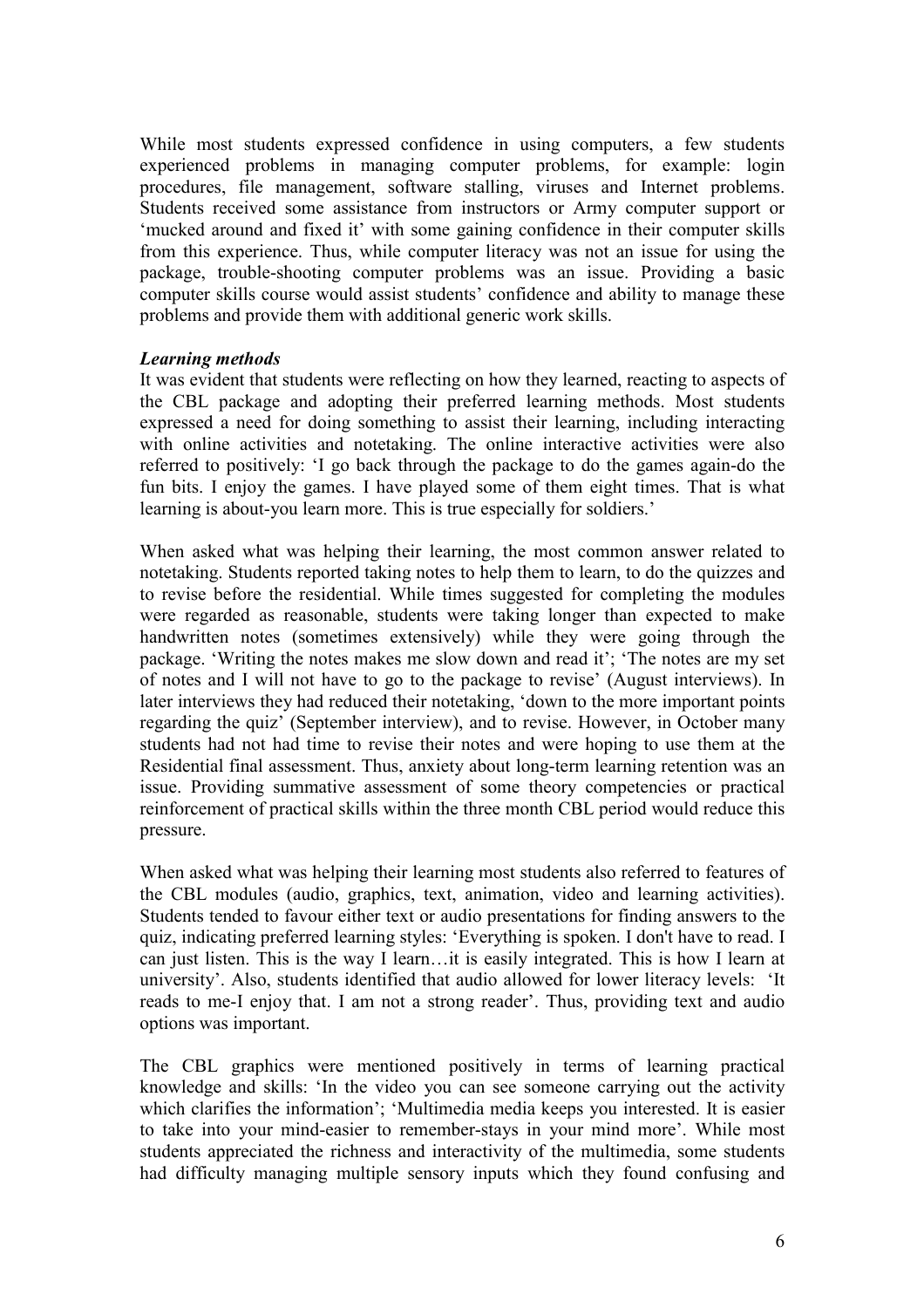While most students expressed confidence in using computers, a few students experienced problems in managing computer problems, for example: login procedures, file management, software stalling, viruses and Internet problems. Students received some assistance from instructors or Army computer support or 'mucked around and fixed it' with some gaining confidence in their computer skills from this experience. Thus, while computer literacy was not an issue for using the package, trouble-shooting computer problems was an issue. Providing a basic computer skills course would assist students' confidence and ability to manage these problems and provide them with additional generic work skills.

***Learning methods***

It was evident that students were reflecting on how they learned, reacting to aspects of the CBL package and adopting their preferred learning methods. Most students expressed a need for doing something to assist their learning, including interacting with online activities and notetaking. The online interactive activities were also referred to positively: 'I go back through the package to do the games again-do the fun bits. I enjoy the games. I have played some of them eight times. That is what learning is about-you learn more. This is true especially for soldiers.'

When asked what was helping their learning, the most common answer related to notetaking. Students reported taking notes to help them to learn, to do the quizzes and to revise before the residential. While times suggested for completing the modules were regarded as reasonable, students were taking longer than expected to make handwritten notes (sometimes extensively) while they were going through the package. 'Writing the notes makes me slow down and read it'; 'The notes are my set of notes and I will not have to go to the package to revise' (August interviews). In later interviews they had reduced their notetaking, 'down to the more important points regarding the quiz' (September interview), and to revise. However, in October many students had not had time to revise their notes and were hoping to use them at the Residential final assessment. Thus, anxiety about long-term learning retention was an issue. Providing summative assessment of some theory competencies or practical reinforcement of practical skills within the three month CBL period would reduce this pressure.

When asked what was helping their learning most students also referred to features of the CBL modules (audio, graphics, text, animation, video and learning activities). Students tended to favour either text or audio presentations for finding answers to the quiz, indicating preferred learning styles: 'Everything is spoken. I don't have to read. I can just listen. This is the way I learn…it is easily integrated. This is how I learn at university'. Also, students identified that audio allowed for lower literacy levels: 'It reads to me-I enjoy that. I am not a strong reader'. Thus, providing text and audio options was important.

The CBL graphics were mentioned positively in terms of learning practical knowledge and skills: 'In the video you can see someone carrying out the activity which clarifies the information'; 'Multimedia media keeps you interested. It is easier to take into your mind-easier to remember-stays in your mind more'. While most students appreciated the richness and interactivity of the multimedia, some students had difficulty managing multiple sensory inputs which they found confusing and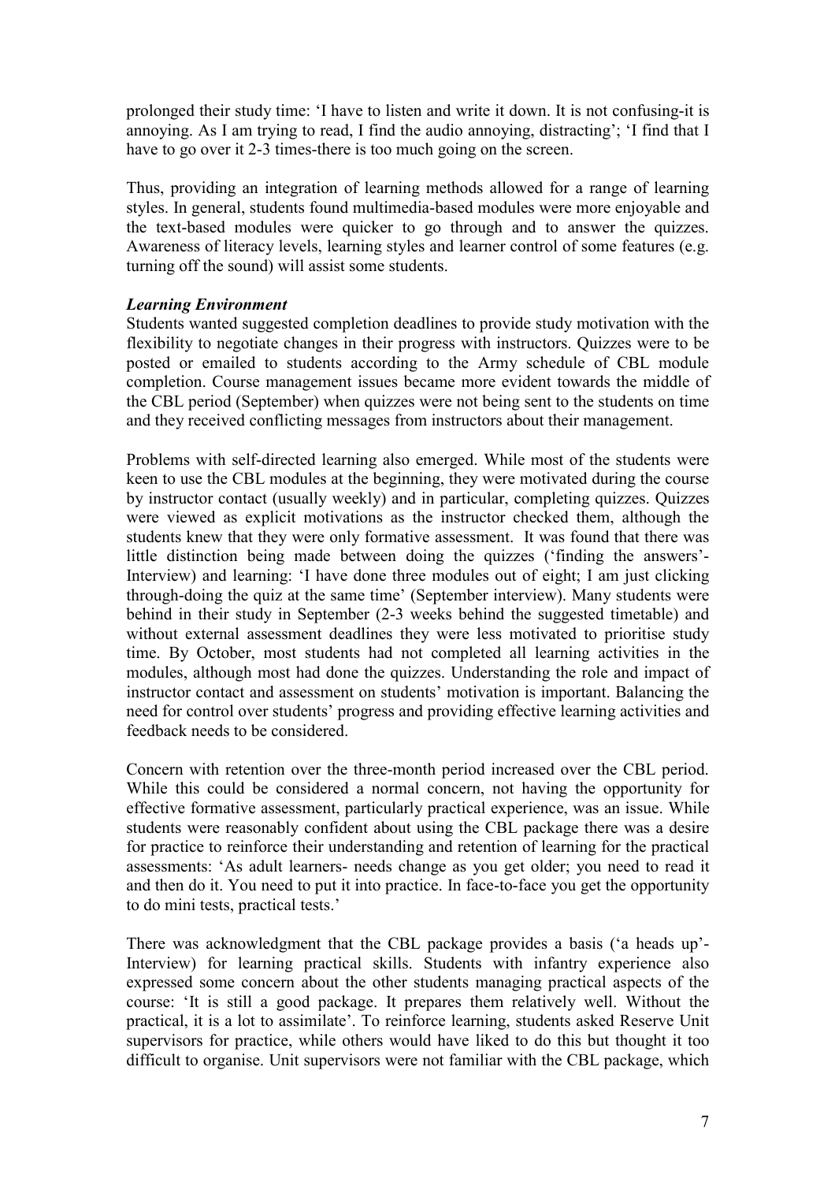prolonged their study time: 'I have to listen and write it down. It is not confusing-it is annoying. As I am trying to read, I find the audio annoying, distracting'; 'I find that I have to go over it 2-3 times-there is too much going on the screen.

Thus, providing an integration of learning methods allowed for a range of learning styles. In general, students found multimedia-based modules were more enjoyable and the text-based modules were quicker to go through and to answer the quizzes. Awareness of literacy levels, learning styles and learner control of some features (e.g. turning off the sound) will assist some students.

***Learning Environment***

Students wanted suggested completion deadlines to provide study motivation with the flexibility to negotiate changes in their progress with instructors. Quizzes were to be posted or emailed to students according to the Army schedule of CBL module completion. Course management issues became more evident towards the middle of the CBL period (September) when quizzes were not being sent to the students on time and they received conflicting messages from instructors about their management.

Problems with self-directed learning also emerged. While most of the students were keen to use the CBL modules at the beginning, they were motivated during the course by instructor contact (usually weekly) and in particular, completing quizzes. Quizzes were viewed as explicit motivations as the instructor checked them, although the students knew that they were only formative assessment. It was found that there was little distinction being made between doing the quizzes ('finding the answers'-Interview) and learning: 'I have done three modules out of eight; I am just clicking through-doing the quiz at the same time' (September interview). Many students were behind in their study in September (2-3 weeks behind the suggested timetable) and without external assessment deadlines they were less motivated to prioritise study time. By October, most students had not completed all learning activities in the modules, although most had done the quizzes. Understanding the role and impact of instructor contact and assessment on students' motivation is important. Balancing the need for control over students' progress and providing effective learning activities and feedback needs to be considered.

Concern with retention over the three-month period increased over the CBL period. While this could be considered a normal concern, not having the opportunity for effective formative assessment, particularly practical experience, was an issue. While students were reasonably confident about using the CBL package there was a desire for practice to reinforce their understanding and retention of learning for the practical assessments: 'As adult learners- needs change as you get older; you need to read it and then do it. You need to put it into practice. In face-to-face you get the opportunity to do mini tests, practical tests.'

There was acknowledgment that the CBL package provides a basis ('a heads up'-Interview) for learning practical skills. Students with infantry experience also expressed some concern about the other students managing practical aspects of the course: 'It is still a good package. It prepares them relatively well. Without the practical, it is a lot to assimilate'. To reinforce learning, students asked Reserve Unit supervisors for practice, while others would have liked to do this but thought it too difficult to organise. Unit supervisors were not familiar with the CBL package, which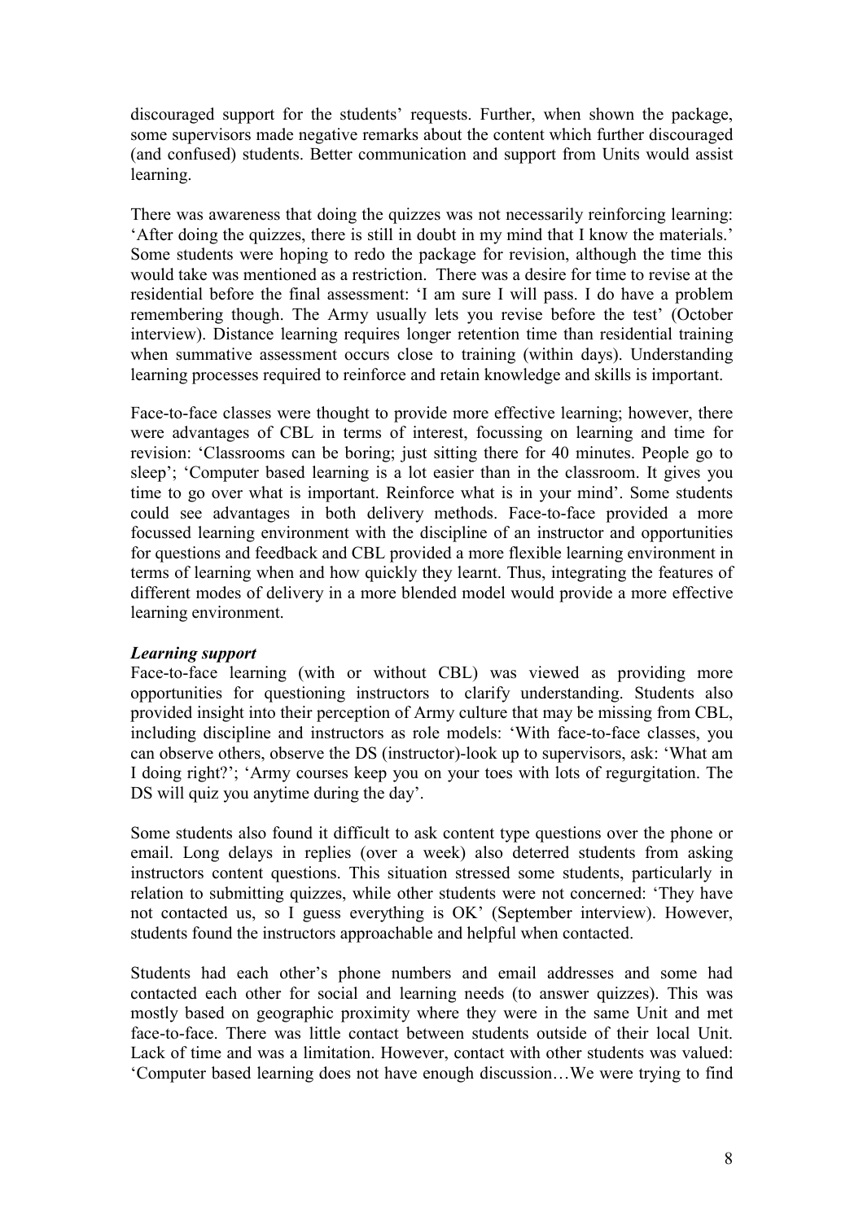discouraged support for the students' requests. Further, when shown the package, some supervisors made negative remarks about the content which further discouraged (and confused) students. Better communication and support from Units would assist learning.

There was awareness that doing the quizzes was not necessarily reinforcing learning: 'After doing the quizzes, there is still in doubt in my mind that I know the materials.' Some students were hoping to redo the package for revision, although the time this would take was mentioned as a restriction. There was a desire for time to revise at the residential before the final assessment: 'I am sure I will pass. I do have a problem remembering though. The Army usually lets you revise before the test' (October interview). Distance learning requires longer retention time than residential training when summative assessment occurs close to training (within days). Understanding learning processes required to reinforce and retain knowledge and skills is important.

Face-to-face classes were thought to provide more effective learning; however, there were advantages of CBL in terms of interest, focussing on learning and time for revision: 'Classrooms can be boring; just sitting there for 40 minutes. People go to sleep'; 'Computer based learning is a lot easier than in the classroom. It gives you time to go over what is important. Reinforce what is in your mind'. Some students could see advantages in both delivery methods. Face-to-face provided a more focussed learning environment with the discipline of an instructor and opportunities for questions and feedback and CBL provided a more flexible learning environment in terms of learning when and how quickly they learnt. Thus, integrating the features of different modes of delivery in a more blended model would provide a more effective learning environment.

***Learning support***

Face-to-face learning (with or without CBL) was viewed as providing more opportunities for questioning instructors to clarify understanding. Students also provided insight into their perception of Army culture that may be missing from CBL, including discipline and instructors as role models: 'With face-to-face classes, you can observe others, observe the DS (instructor)-look up to supervisors, ask: 'What am I doing right?'; 'Army courses keep you on your toes with lots of regurgitation. The DS will quiz you anytime during the day'.

Some students also found it difficult to ask content type questions over the phone or email. Long delays in replies (over a week) also deterred students from asking instructors content questions. This situation stressed some students, particularly in relation to submitting quizzes, while other students were not concerned: 'They have not contacted us, so I guess everything is OK' (September interview). However, students found the instructors approachable and helpful when contacted.

Students had each other's phone numbers and email addresses and some had contacted each other for social and learning needs (to answer quizzes). This was mostly based on geographic proximity where they were in the same Unit and met face-to-face. There was little contact between students outside of their local Unit. Lack of time and was a limitation. However, contact with other students was valued: 'Computer based learning does not have enough discussion…We were trying to find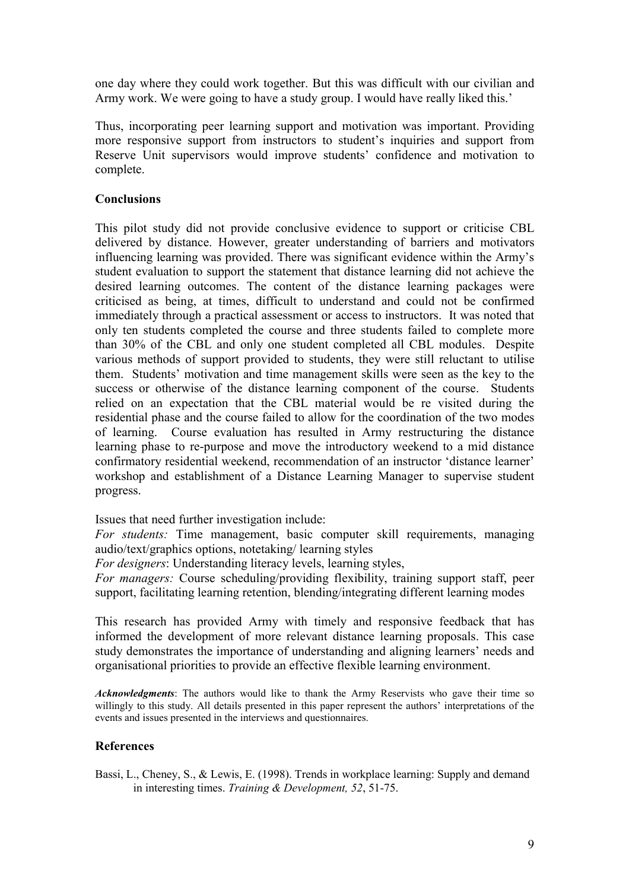one day where they could work together. But this was difficult with our civilian and Army work. We were going to have a study group. I would have really liked this.'

Thus, incorporating peer learning support and motivation was important. Providing more responsive support from instructors to student's inquiries and support from Reserve Unit supervisors would improve students' confidence and motivation to complete.

### Conclusions

This pilot study did not provide conclusive evidence to support or criticise CBL delivered by distance. However, greater understanding of barriers and motivators influencing learning was provided. There was significant evidence within the Army's student evaluation to support the statement that distance learning did not achieve the desired learning outcomes. The content of the distance learning packages were criticised as being, at times, difficult to understand and could not be confirmed immediately through a practical assessment or access to instructors. It was noted that only ten students completed the course and three students failed to complete more than 30% of the CBL and only one student completed all CBL modules. Despite various methods of support provided to students, they were still reluctant to utilise them. Students' motivation and time management skills were seen as the key to the success or otherwise of the distance learning component of the course. Students relied on an expectation that the CBL material would be re visited during the residential phase and the course failed to allow for the coordination of the two modes of learning. Course evaluation has resulted in Army restructuring the distance learning phase to re-purpose and move the introductory weekend to a mid distance confirmatory residential weekend, recommendation of an instructor 'distance learner' workshop and establishment of a Distance Learning Manager to supervise student progress.

Issues that need further investigation include:

*For students:* Time management, basic computer skill requirements, managing audio/text/graphics options, notetaking/ learning styles

*For designers*: Understanding literacy levels, learning styles,

*For managers:* Course scheduling/providing flexibility, training support staff, peer support, facilitating learning retention, blending/integrating different learning modes

This research has provided Army with timely and responsive feedback that has informed the development of more relevant distance learning proposals. This case study demonstrates the importance of understanding and aligning learners' needs and organisational priorities to provide an effective flexible learning environment.

***Acknowledgments***: The authors would like to thank the Army Reservists who gave their time so willingly to this study. All details presented in this paper represent the authors' interpretations of the events and issues presented in the interviews and questionnaires.

### References

Bassi, L., Cheney, S., & Lewis, E. (1998). Trends in workplace learning: Supply and demand in interesting times. *Training & Development, 52*, 51-75.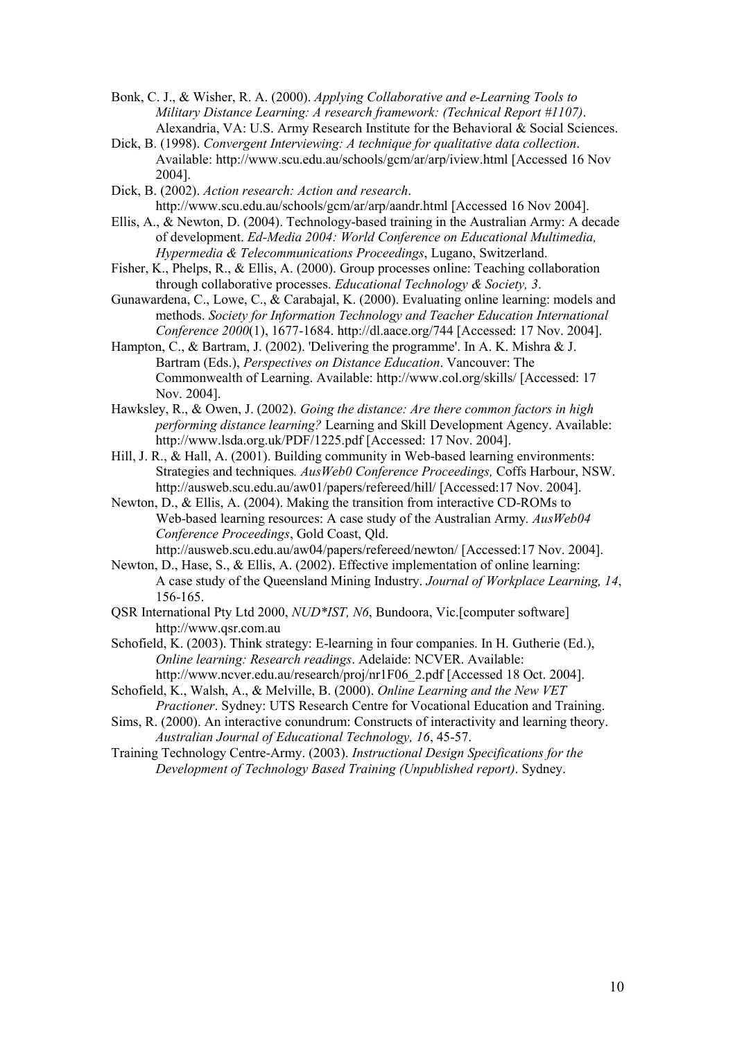Bonk, C. J., & Wisher, R. A. (2000). *Applying Collaborative and e-Learning Tools to Military Distance Learning: A research framework: (Technical Report #1107)*. Alexandria, VA: U.S. Army Research Institute for the Behavioral & Social Sciences.

Dick, B. (1998). *Convergent Interviewing: A technique for qualitative data collection*. Available: http://www.scu.edu.au/schools/gcm/ar/arp/iview.html [Accessed 16 Nov 2004].

Dick, B. (2002). *Action research: Action and research*. http://www.scu.edu.au/schools/gcm/ar/arp/aandr.html [Accessed 16 Nov 2004].

Ellis, A., & Newton, D. (2004). Technology-based training in the Australian Army: A decade of development. *Ed-Media 2004: World Conference on Educational Multimedia, Hypermedia & Telecommunications Proceedings*, Lugano, Switzerland.

Fisher, K., Phelps, R., & Ellis, A. (2000). Group processes online: Teaching collaboration through collaborative processes. *Educational Technology & Society, 3*.

Gunawardena, C., Lowe, C., & Carabajal, K. (2000). Evaluating online learning: models and methods. *Society for Information Technology and Teacher Education International Conference 2000*(1), 1677-1684. http://dl.aace.org/744 [Accessed: 17 Nov. 2004].

Hampton, C., & Bartram, J. (2002). 'Delivering the programme'. In A. K. Mishra & J. Bartram (Eds.), *Perspectives on Distance Education*. Vancouver: The Commonwealth of Learning. Available: http://www.col.org/skills/ [Accessed: 17 Nov. 2004].

Hawksley, R., & Owen, J. (2002). *Going the distance: Are there common factors in high performing distance learning?* Learning and Skill Development Agency. Available: http://www.lsda.org.uk/PDF/1225.pdf [Accessed: 17 Nov. 2004].

Hill, J. R., & Hall, A. (2001). Building community in Web-based learning environments: Strategies and techniques*. AusWeb0 Conference Proceedings,* Coffs Harbour, NSW. http://ausweb.scu.edu.au/aw01/papers/refereed/hill/ [Accessed:17 Nov. 2004].

Newton, D., & Ellis, A. (2004). Making the transition from interactive CD-ROMs to Web-based learning resources: A case study of the Australian Army. *AusWeb04 Conference Proceedings*, Gold Coast, Qld. http://ausweb.scu.edu.au/aw04/papers/refereed/newton/ [Accessed:17 Nov. 2004].

Newton, D., Hase, S., & Ellis, A. (2002). Effective implementation of online learning: A case study of the Queensland Mining Industry. *Journal of Workplace Learning, 14*, 156-165.

QSR International Pty Ltd 2000, *NUD*IST, N6*, Bundoora, Vic.[computer software] http://www.qsr.com.au

Schofield, K. (2003). Think strategy: E-learning in four companies. In H. Gutherie (Ed.), *Online learning: Research readings*. Adelaide: NCVER. Available: http://www.ncver.edu.au/research/proj/nr1F06_2.pdf [Accessed 18 Oct. 2004].

Schofield, K., Walsh, A., & Melville, B. (2000). *Online Learning and the New VET Practioner*. Sydney: UTS Research Centre for Vocational Education and Training.

Sims, R. (2000). An interactive conundrum: Constructs of interactivity and learning theory. *Australian Journal of Educational Technology, 16*, 45-57.

Training Technology Centre-Army. (2003). *Instructional Design Specifications for the Development of Technology Based Training (Unpublished report)*. Sydney.